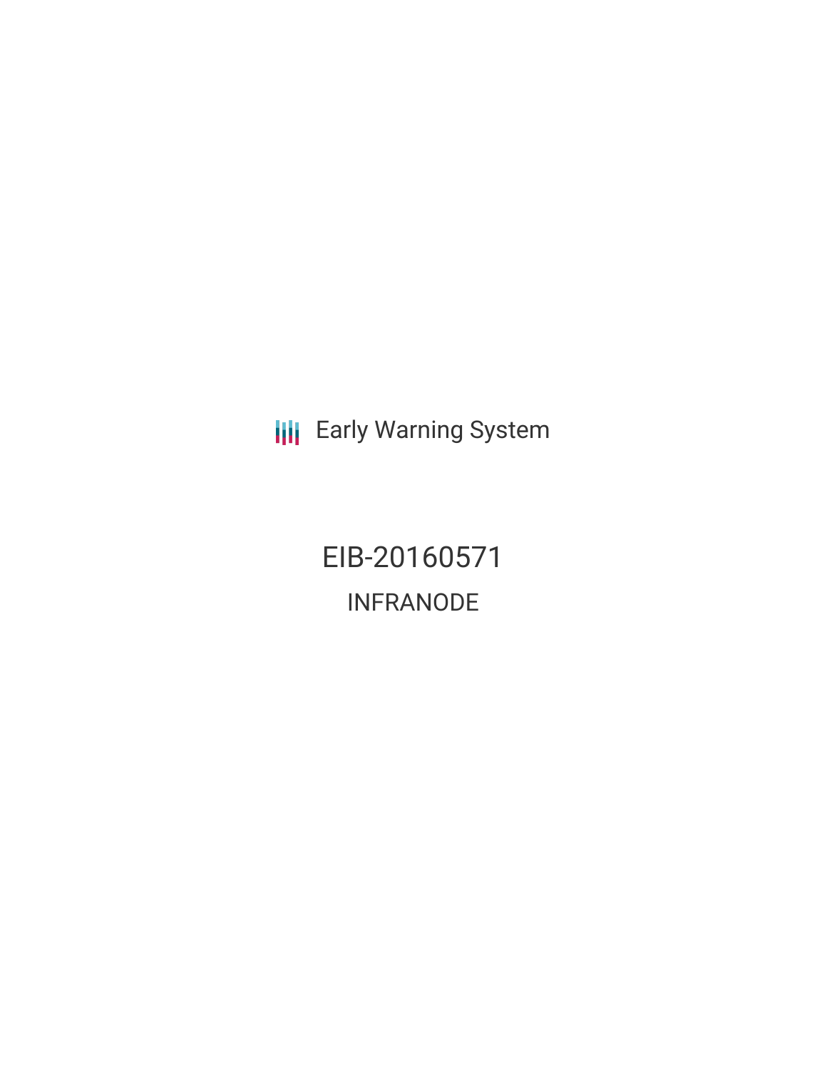Early Warning System

# EIB-20160571

## INFRANODE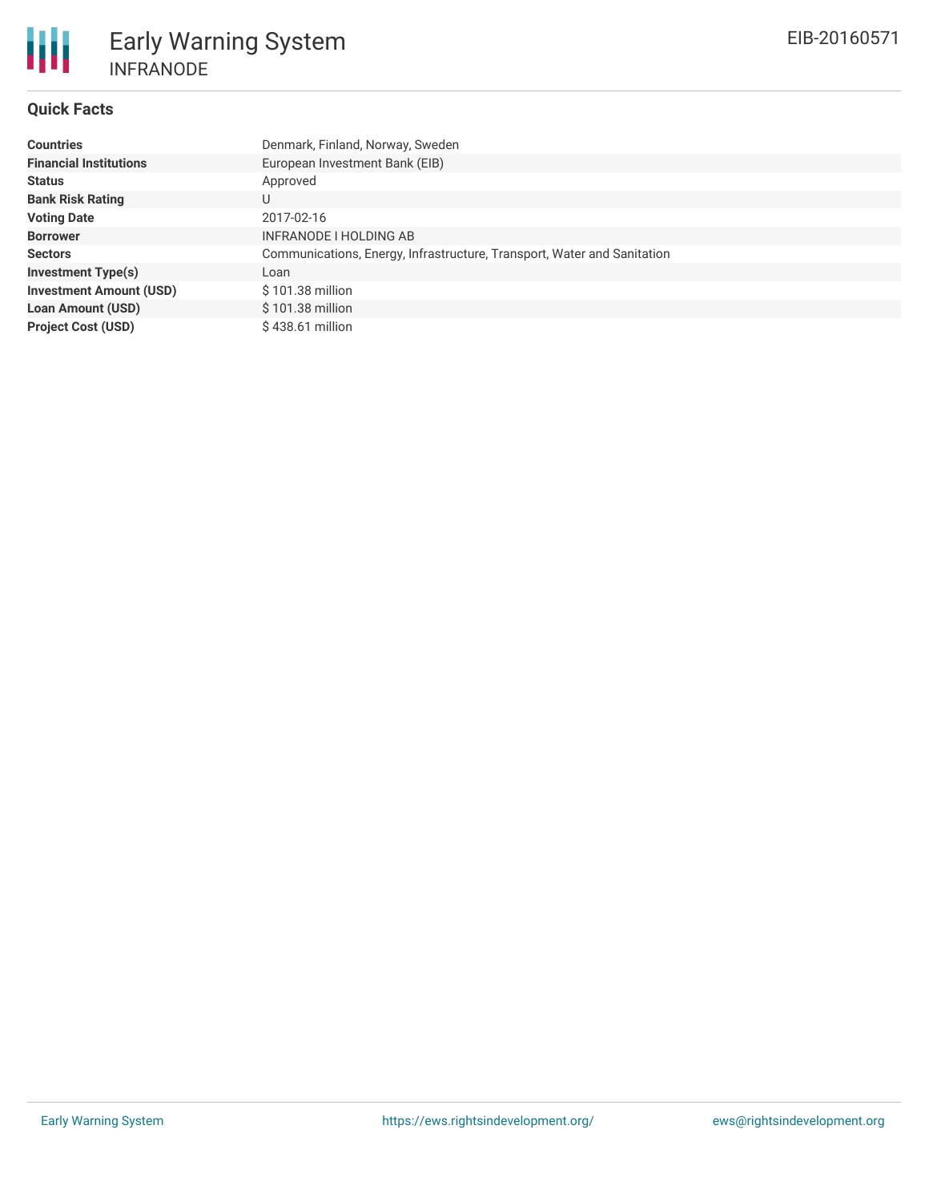# Early Warning System

## INFRANODE

EIB-20160571

### Quick Facts

| | |
|---|---|
| **Countries** | Denmark, Finland, Norway, Sweden |
| **Financial Institutions** | European Investment Bank (EIB) |
| **Status** | Approved |
| **Bank Risk Rating** | U |
| **Voting Date** | 2017-02-16 |
| **Borrower** | INFRANODE I HOLDING AB |
| **Sectors** | Communications, Energy, Infrastructure, Transport, Water and Sanitation |
| **Investment Type(s)** | Loan |
| **Investment Amount (USD)** | $ 101.38 million |
| **Loan Amount (USD)** | $ 101.38 million |
| **Project Cost (USD)** | $ 438.61 million |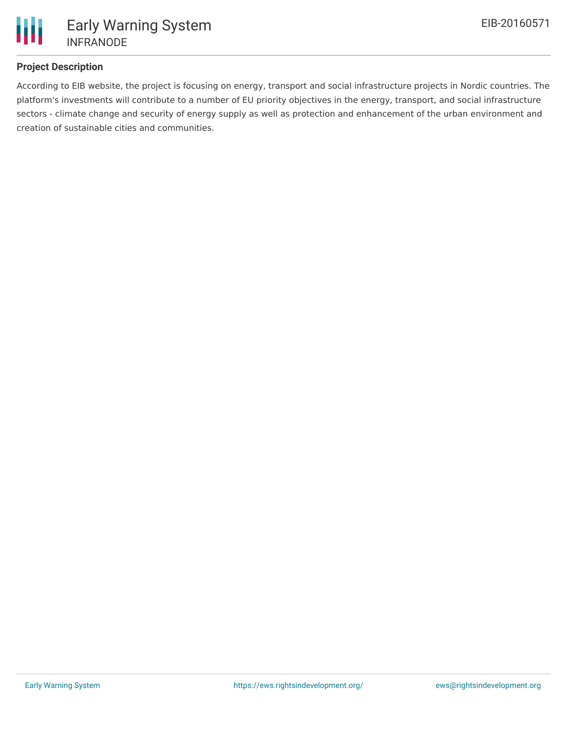## Project Description

According to EIB website, the project is focusing on energy, transport and social infrastructure projects in Nordic countries. The platform's investments will contribute to a number of EU priority objectives in the energy, transport, and social infrastructure sectors - climate change and security of energy supply as well as protection and enhancement of the urban environment and creation of sustainable cities and communities.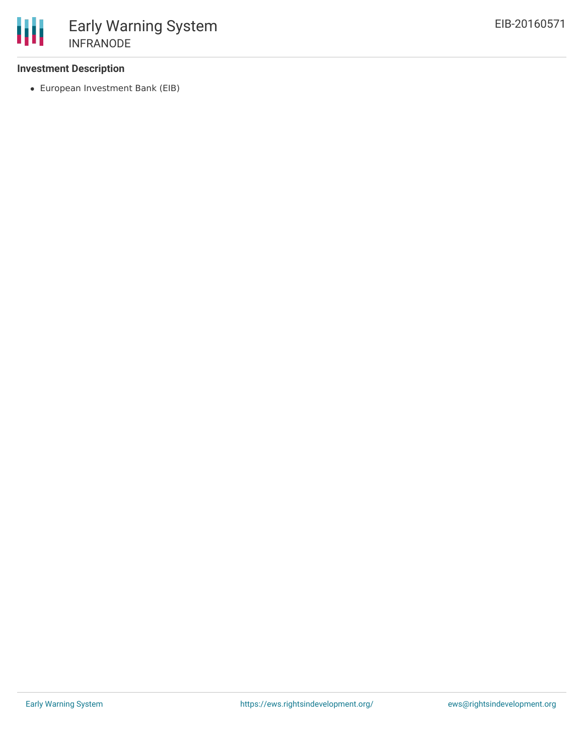**Investment Description**

- European Investment Bank (EIB)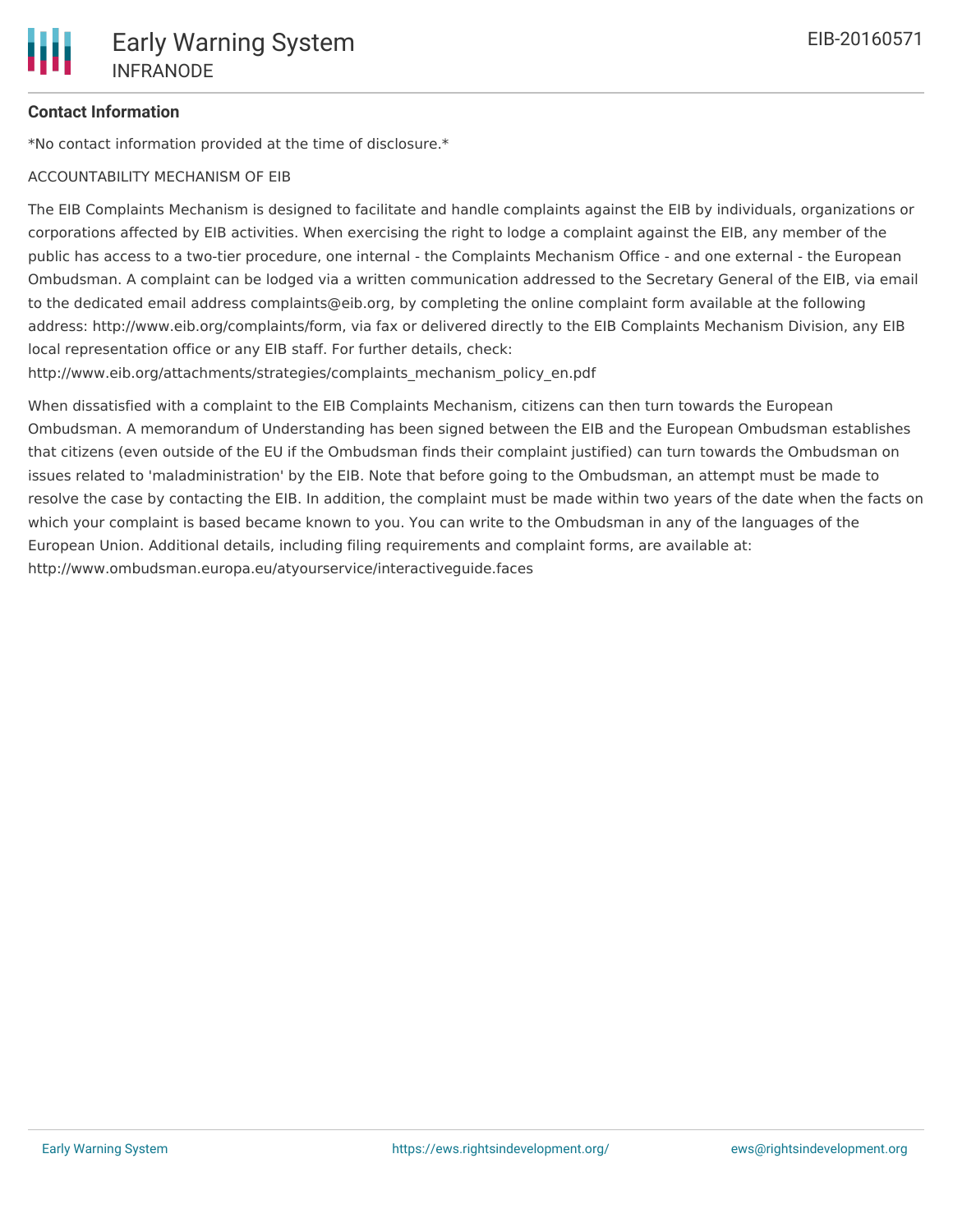**Contact Information**

*No contact information provided at the time of disclosure.*

ACCOUNTABILITY MECHANISM OF EIB

The EIB Complaints Mechanism is designed to facilitate and handle complaints against the EIB by individuals, organizations or corporations affected by EIB activities. When exercising the right to lodge a complaint against the EIB, any member of the public has access to a two-tier procedure, one internal - the Complaints Mechanism Office - and one external - the European Ombudsman. A complaint can be lodged via a written communication addressed to the Secretary General of the EIB, via email to the dedicated email address complaints@eib.org, by completing the online complaint form available at the following address: http://www.eib.org/complaints/form, via fax or delivered directly to the EIB Complaints Mechanism Division, any EIB local representation office or any EIB staff. For further details, check: http://www.eib.org/attachments/strategies/complaints_mechanism_policy_en.pdf

When dissatisfied with a complaint to the EIB Complaints Mechanism, citizens can then turn towards the European Ombudsman. A memorandum of Understanding has been signed between the EIB and the European Ombudsman establishes that citizens (even outside of the EU if the Ombudsman finds their complaint justified) can turn towards the Ombudsman on issues related to 'maladministration' by the EIB. Note that before going to the Ombudsman, an attempt must be made to resolve the case by contacting the EIB. In addition, the complaint must be made within two years of the date when the facts on which your complaint is based became known to you. You can write to the Ombudsman in any of the languages of the European Union. Additional details, including filing requirements and complaint forms, are available at: http://www.ombudsman.europa.eu/atyourservice/interactiveguide.faces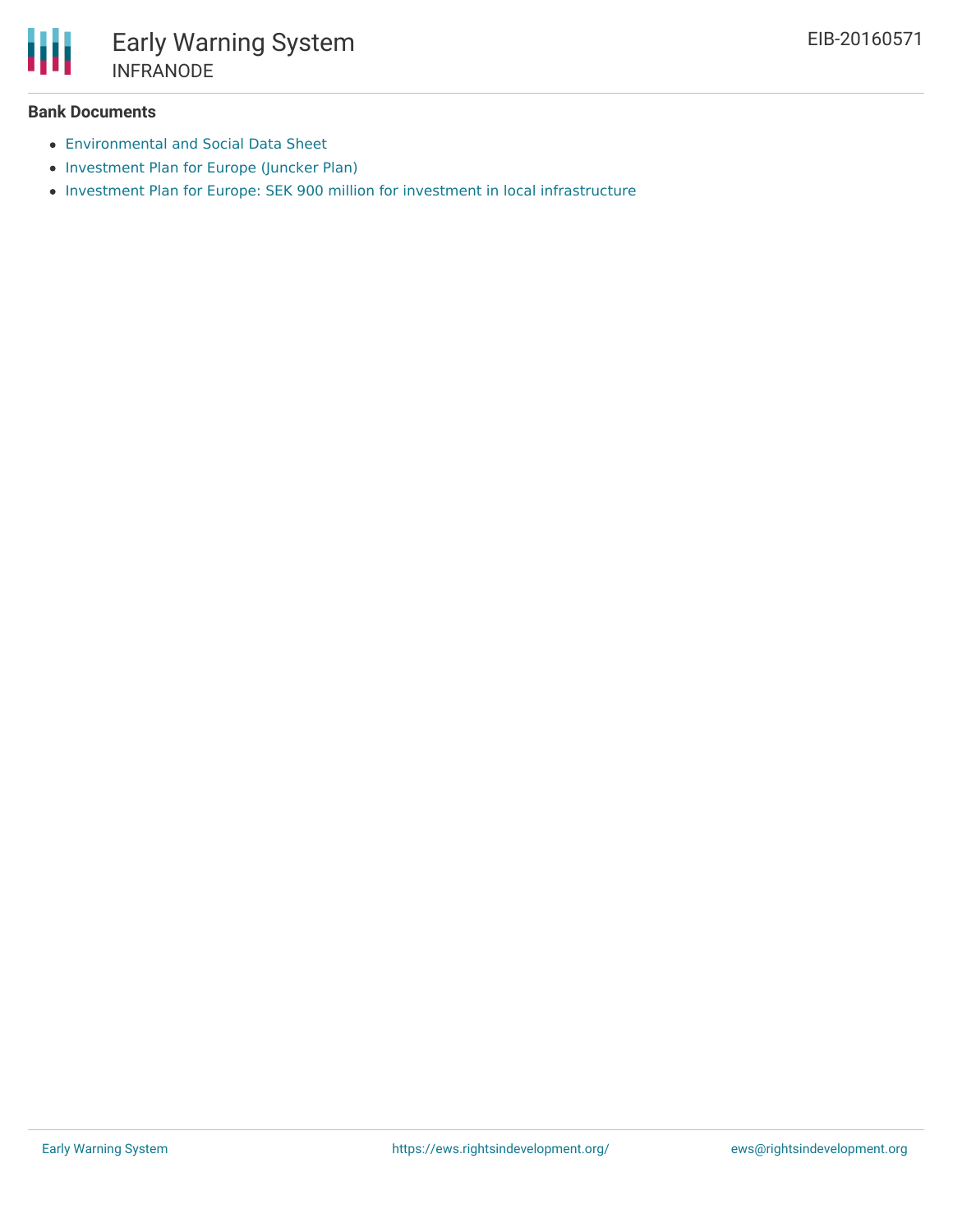**Bank Documents**

- Environmental and Social Data Sheet
- Investment Plan for Europe (Juncker Plan)
- Investment Plan for Europe: SEK 900 million for investment in local infrastructure